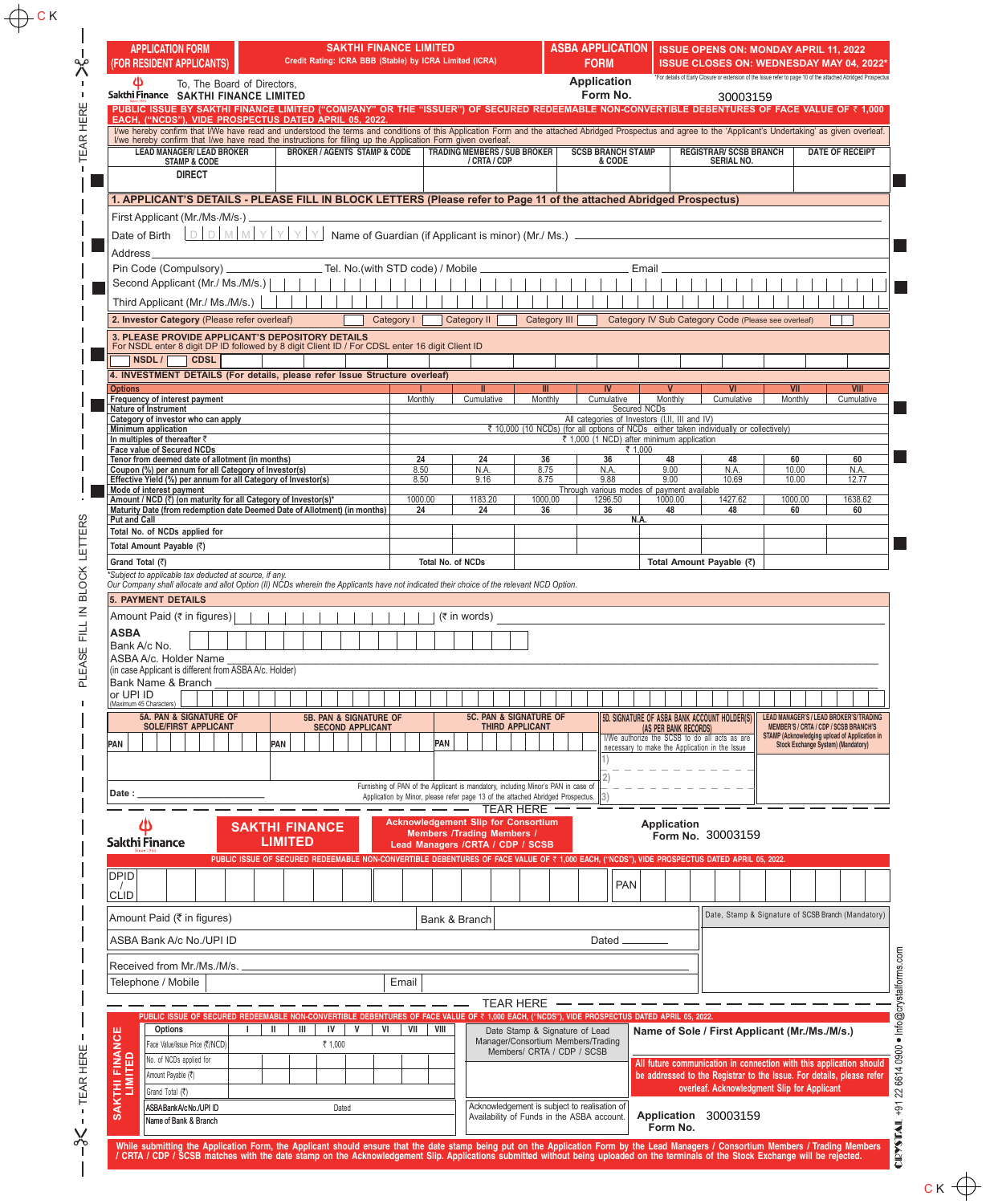APPLICATION FORM (FOR RESIDENT APPLICANTS)

**SAKTHI FINANCE LIMITED**
Credit Rating: ICRA BBB (Stable) by ICRA Limited (ICRA)

**ASBA APPLICATION FORM**

**ISSUE OPENS ON: MONDAY APRIL 11, 2022**
**ISSUE CLOSES ON: WEDNESDAY MAY 04, 2022***

*For details of Early Closure or extension of the Issue refer to page 10 of the attached Abridged Prospectus

Sakthi Finance

To, The Board of Directors,
SAKTHI FINANCE LIMITED

Application Form No. 30003159

**PUBLIC ISSUE BY SAKTHI FINANCE LIMITED ("COMPANY" OR THE "ISSUER") OF SECURED REDEEMABLE NON-CONVERTIBLE DEBENTURES OF FACE VALUE OF ₹ 1,000 EACH, ("NCDS"), VIDE PROSPECTUS DATED APRIL 05, 2022.**

I/we hereby confirm that I/We have read and understood the terms and conditions of this Application Form and the attached Abridged Prospectus and agree to the 'Applicant's Undertaking' as given overleaf. I/we hereby confirm that I/we have read the instructions for filling up the Application Form given overleaf.

| LEAD MANAGER/ LEAD BROKER STAMP & CODE | BROKER / AGENTS STAMP & CODE | TRADING MEMBERS / SUB BROKER / CRTA / CDP | SCSB BRANCH STAMP & CODE | REGISTRAR/ SCSB BRANCH SERIAL NO. | DATE OF RECEIPT |
|---|---|---|---|---|---|
| DIRECT | | | | | |

## 1. APPLICANT'S DETAILS - PLEASE FILL IN BLOCK LETTERS (Please refer to Page 11 of the attached Abridged Prospectus)

First Applicant (Mr./Ms./M/s.) ____________________

Date of Birth D D M M Y Y Y Y Name of Guardian (if Applicant is minor) (Mr./ Ms.) ____________________

Address ____________________

Pin Code (Compulsory) __________ Tel. No.(with STD code) / Mobile __________ Email __________

Second Applicant (Mr./ Ms./M/s.) ____________________

Third Applicant (Mr./ Ms./M/s.) ____________________

## 2. Investor Category (Please refer overleaf)

☐ Category I ☐ Category II ☐ Category III ☐ Category IV Sub Category Code (Please see overleaf) ☐

## 3. PLEASE PROVIDE APPLICANT'S DEPOSITORY DETAILS

For NSDL enter 8 digit DP ID followed by 8 digit Client ID / For CDSL enter 16 digit Client ID

☐ NSDL / ☐ CDSL

## 4. INVESTMENT DETAILS (For details, please refer Issue Structure overleaf)

| Options | I | II | III | IV | V | VI | VII | VIII |
|---|---|---|---|---|---|---|---|---|
| Frequency of interest payment | Monthly | Cumulative | Monthly | Cumulative | Monthly | Cumulative | Monthly | Cumulative |
| Nature of Instrument | Secured NCDs | | | | | | | |
| Category of investor who can apply | All categories of Investors (I,II, III and IV) | | | | | | | |
| Minimum application | ₹ 10,000 (10 NCDs) (for all options of NCDs either taken individually or collectively) | | | | | | | |
| In multiples of thereafter ₹ | ₹ 1,000 (1 NCD) after minimum application | | | | | | | |
| Face value of Secured NCDs | ₹ 1,000 | | | | | | | |
| Tenor from deemed date of allotment (in months) | 24 | 24 | 36 | 36 | 48 | 48 | 60 | 60 |
| Coupon (%) per annum for all Category of Investor(s) | 8.50 | N.A. | 8.75 | N.A. | 9.00 | N.A. | 10.00 | N.A. |
| Effective Yield (%) per annum for all Category of Investor(s) | 8.50 | 9.16 | 8.75 | 9.88 | 9.00 | 10.69 | 10.00 | 12.77 |
| Mode of interest payment | Through various modes of payment available | | | | | | | |
| Amount / NCD (₹) (on maturity for all Category of Investor(s)* | 1000.00 | 1183.20 | 1000.00 | 1296.50 | 1000.00 | 1427.62 | 1000.00 | 1638.62 |
| Maturity Date (from redemption date Deemed Date of Allotment) (in months) | 24 | 24 | 36 | 36 | 48 | 48 | 60 | 60 |
| Put and Call | N.A. | | | | | | | |
| Total No. of NCDs applied for | | | | | | | | |
| Total Amount Payable (₹) | | | | | | | | |
| Grand Total (₹) | Total No. of NCDs | | | | Total Amount Payable (₹) | | | |

*Subject to applicable tax deducted at source, if any.

*Our Company shall allocate and allot Option (II) NCDs wherein the Applicants have not indicated their choice of the relevant NCD Option.*

## 5. PAYMENT DETAILS

Amount Paid (₹ in figures) __________ (₹ in words) __________

**ASBA**

Bank A/c No. __________

ASBA A/c. Holder Name __________
(in case Applicant is different from ASBA A/c. Holder)

Bank Name & Branch __________

or UPI ID __________
(Maximum 45 Characters)

| 5A. PAN & SIGNATURE OF SOLE/FIRST APPLICANT | 5B. PAN & SIGNATURE OF SECOND APPLICANT | 5C. PAN & SIGNATURE OF THIRD APPLICANT | 5D. SIGNATURE OF ASBA BANK ACCOUNT HOLDER(S) (AS PER BANK RECORDS) | LEAD MANAGER'S / LEAD BROKER'S/TRADING MEMBER'S / CRTA / CDP / SCSB BRANCH'S STAMP (Acknowledging upload of Application in Stock Exchange System) (Mandatory) |
|---|---|---|---|---|
| PAN | PAN | PAN | I/We authorize the SCSB to do all acts as are necessary to make the Application in the Issue 1) 2) 3) | |

Date : __________

Furnishing of PAN of the Applicant is mandatory, including Minor's PAN in case of Application by Minor, please refer page 13 of the attached Abridged Prospectus.

TEAR HERE

Sakthi Finance

**SAKTHI FINANCE LIMITED**

**Acknowledgement Slip for Consortium Members /Trading Members / Lead Managers /CRTA / CDP / SCSB**

Application Form No. 30003159

**PUBLIC ISSUE OF SECURED REDEEMABLE NON-CONVERTIBLE DEBENTURES OF FACE VALUE OF ₹ 1,000 EACH, ("NCDS"), VIDE PROSPECTUS DATED APRIL 05, 2022.**

DPID / CLID __________ PAN __________

Amount Paid (₹ in figures) __________ Bank & Branch __________

ASBA Bank A/c No./UPI ID __________ Dated __________

Received from Mr./Ms./M/s. __________

Telephone / Mobile __________ Email __________

Date, Stamp & Signature of SCSB Branch (Mandatory)

TEAR HERE

**PUBLIC ISSUE OF SECURED REDEEMABLE NON-CONVERTIBLE DEBENTURES OF FACE VALUE OF ₹ 1,000 EACH, ("NCDS"), VIDE PROSPECTUS DATED APRIL 05, 2022.**

SAKTHI FINANCE LIMITED

| Options | I | II | III | IV | V | VI | VII | VIII |
|---|---|---|---|---|---|---|---|---|
| Face Value/Issue Price (₹/NCD) | ₹ 1,000 | | | | | | | |
| No. of NCDs applied for | | | | | | | | |
| Amount Payable (₹) | | | | | | | | |
| Grand Total (₹) | | | | | | | | |
| ASBA Bank A/c No./UPI ID | | | Dated | | | | | |
| Name of Bank & Branch | | | | | | | | |

Date Stamp & Signature of Lead Manager/Consortium Members/Trading Members/ CRTA / CDP / SCSB

Acknowledgement is subject to realisation of Availability of Funds in the ASBA account.

**Name of Sole / First Applicant (Mr./Ms./M/s.)**

All future communication in connection with this application should be addressed to the Registrar to the Issue. For details, please refer overleaf. Acknowledgment Slip for Applicant

Application Form No. 30003159

**While submitting the Application Form, the Applicant should ensure that the date stamp being put on the Application Form by the Lead Managers / Consortium Members / Trading Members / CRTA / CDP / SCSB matches with the date stamp on the Acknowledgement Slip. Applications submitted without being uploaded on the terminals of the Stock Exchange will be rejected.**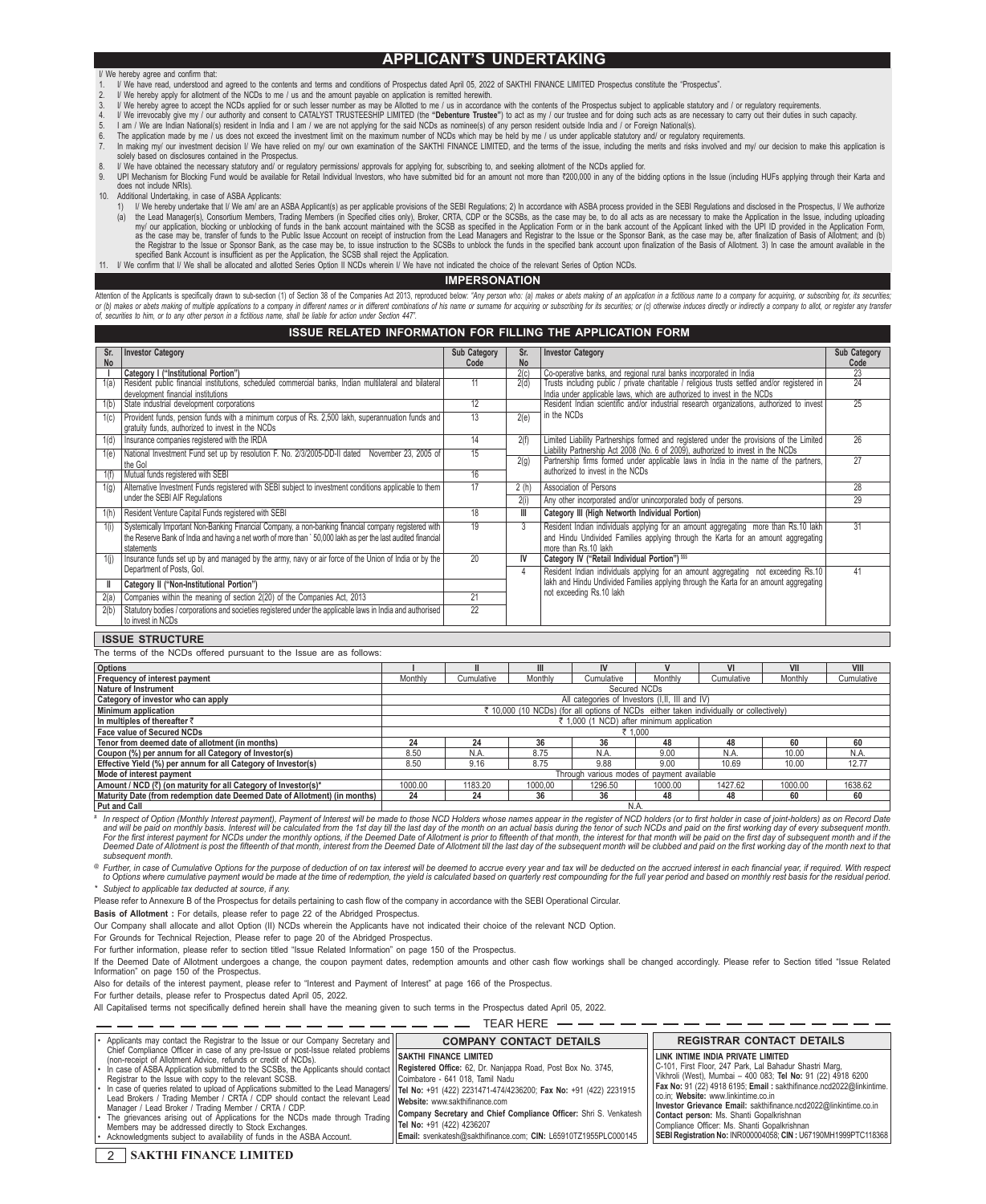## APPLICANT'S UNDERTAKING

I/ We hereby agree and confirm that:

1. I/ We have read, understood and agreed to the contents and terms and conditions of Prospectus dated April 05, 2022 of SAKTHI FINANCE LIMITED Prospectus constitute the "Prospectus".
2. I/ We hereby apply for allotment of the NCDs to me / us and the amount payable on application is remitted herewith.
3. I/ We hereby agree to accept the NCDs applied for or such lesser number as may be Allotted to me / us in accordance with the contents of the Prospectus subject to applicable statutory and / or regulatory requirements.
4. I/ We irrevocably give my / our authority and consent to CATALYST TRUSTEESHIP LIMITED (the **"Debenture Trustee"**) to act as my / our trustee and for doing such acts as are necessary to carry out their duties in such capacity.
5. I am / We are Indian National(s) resident in India and I am / we are not applying for the said NCDs as nominee(s) of any person resident outside India and / or Foreign National(s).
6. The application made by me / us does not exceed the investment limit on the maximum number of NCDs which may be held by me / us under applicable statutory and/ or regulatory requirements.
7. In making my/ our investment decision I/ We have relied on my/ our own examination of the SAKTHI FINANCE LIMITED, and the terms of the issue, including the merits and risks involved and my/ our decision to make this application is solely based on disclosures contained in the Prospectus.
8. I/ We have obtained the necessary statutory and/ or regulatory permissions/ approvals for applying for, subscribing to, and seeking allotment of the NCDs applied for.
9. UPI Mechanism for Blocking Fund would be available for Retail Individual Investors, who have submitted bid for an amount not more than ₹200,000 in any of the bidding options in the Issue (including HUFs applying through their Karta and does not include NRIs).
10. Additional Undertaking, in case of ASBA Applicants:
    1) I/ We hereby undertake that I/ We am/ are an ASBA Applicant(s) as per applicable provisions of the SEBI Regulations; 2) In accordance with ASBA process provided in the SEBI Regulations and disclosed in the Prospectus, I/ We authorize (a) the Lead Manager(s), Consortium Members, Trading Members (in Specified cities only), Broker, CRTA, CDP or the SCSBs, as the case may be, to do all acts as are necessary to make the Application in the Issue, including uploading my/ our application, blocking or unblocking of funds in the bank account maintained with the SCSB as specified in the Application Form or in the bank account of the Applicant linked with the UPI ID provided in the Application Form, as the case may be, transfer of funds to the Public Issue Account on receipt of instruction from the Lead Managers and Registrar to the Issue or the Sponsor Bank, as the case may be, after finalization of Basis of Allotment; and (b) the Registrar to the Issue or Sponsor Bank, as the case may be, to issue instruction to the SCSBs to unblock the funds in the specified bank account upon finalization of the Basis of Allotment. 3) In case the amount available in the specified Bank Account is insufficient as per the Application, the SCSB shall reject the Application.
11. I/ We confirm that I/ We shall be allocated and allotted Series Option II NCDs wherein I/ We have not indicated the choice of the relevant Series of Option NCDs.

## IMPERSONATION

*Attention of the Applicants is specifically drawn to sub-section (1) of Section 38 of the Companies Act 2013, reproduced below: "Any person who: (a) makes or abets making of an application in a fictitious name to a company for acquiring, or subscribing for, its securities; or (b) makes or abets making of multiple applications to a company in different names or in different combinations of his name or surname for acquiring or subscribing for its securities; or (c) otherwise induces directly or indirectly a company to allot, or register any transfer of, securities to him, or to any other person in a fictitious name, shall be liable for action under Section 447".*

## ISSUE RELATED INFORMATION FOR FILLING THE APPLICATION FORM

| Sr. No | Investor Category | Sub Category Code | Sr. No | Investor Category | Sub Category Code |
|---|---|---|---|---|---|
| I | **Category I ("Institutional Portion")** | | 2(c) | Co-operative banks, and regional rural banks incorporated in India | 23 |
| 1(a) | Resident public financial institutions, scheduled commercial banks, Indian multilateral and bilateral development financial institutions | 11 | 2(d) | Trusts including public / private charitable / religious trusts settled and/or registered in India under applicable laws, which are authorized to invest in the NCDs | 24 |
| 1(b) | State industrial development corporations | 12 | 2(e) | Resident Indian scientific and/or industrial research organizations, authorized to invest in the NCDs | 25 |
| 1(c) | Provident funds, pension funds with a minimum corpus of Rs. 2,500 lakh, superannuation funds and gratuity funds, authorized to invest in the NCDs | 13 | | | |
| 1(d) | Insurance companies registered with the IRDA | 14 | 2(f) | Limited Liability Partnerships formed and registered under the provisions of the Limited Liability Partnership Act 2008 (No. 6 of 2009), authorized to invest in the NCDs | 26 |
| 1(e) | National Investment Fund set up by resolution F. No. 2/3/2005-DD-II dated November 23, 2005 of the GoI | 15 | 2(g) | Partnership firms formed under applicable laws in India in the name of the partners, authorized to invest in the NCDs | 27 |
| 1(f) | Mutual funds registered with SEBI | 16 | | | |
| 1(g) | Alternative Investment Funds registered with SEBI subject to investment conditions applicable to them under the SEBI AIF Regulations | 17 | 2 (h) | Association of Persons | 28 |
| | | | 2(i) | Any other incorporated and/or unincorporated body of persons. | 29 |
| 1(h) | Resident Venture Capital Funds registered with SEBI | 18 | III | **Category III (High Networth Individual Portion)** | |
| 1(i) | Systemically Important Non-Banking Financial Company, a non-banking financial company registered with the Reserve Bank of India and having a net worth of more than ` 50,000 lakh as per the last audited financial statements | 19 | 3 | Resident Indian individuals applying for an amount aggregating more than Rs.10 lakh and Hindu Undivided Families applying through the Karta for an amount aggregating more than Rs.10 lakh | 31 |
| 1(j) | Insurance funds set up by and managed by the army, navy or air force of the Union of India or by the Department of Posts, GoI. | 20 | IV | **Category IV ("Retail Individual Portion")** $$$ | |
| II | **Category II ("Non-Institutional Portion")** | | 4 | Resident Indian individuals applying for an amount aggregating not exceeding Rs.10 lakh and Hindu Undivided Families applying through the Karta for an amount aggregating not exceeding Rs.10 lakh | 41 |
| 2(a) | Companies within the meaning of section 2(20) of the Companies Act, 2013 | 21 | | | |
| 2(b) | Statutory bodies / corporations and societies registered under the applicable laws in India and authorised to invest in NCDs | 22 | | | |

## ISSUE STRUCTURE

The terms of the NCDs offered pursuant to the Issue are as follows:

| Options | I | II | III | IV | V | VI | VII | VIII |
|---|---|---|---|---|---|---|---|---|
| **Frequency of interest payment** | Monthly | Cumulative | Monthly | Cumulative | Monthly | Cumulative | Monthly | Cumulative |
| **Nature of Instrument** | Secured NCDs | | | | | | | |
| **Category of investor who can apply** | All categories of Investors (I,II, III and IV) | | | | | | | |
| **Minimum application** | ₹ 10,000 (10 NCDs) (for all options of NCDs either taken individually or collectively) | | | | | | | |
| **In multiples of thereafter ₹** | ₹ 1,000 (1 NCD) after minimum application | | | | | | | |
| **Face value of Secured NCDs** | ₹ 1,000 | | | | | | | |
| **Tenor from deemed date of allotment (in months)** | 24 | 24 | 36 | 36 | 48 | 48 | 60 | 60 |
| **Coupon (%) per annum for all Category of Investor(s)** | 8.50 | N.A. | 8.75 | N.A. | 9.00 | N.A. | 10.00 | N.A. |
| **Effective Yield (%) per annum for all Category of Investor(s)** | 8.50 | 9.16 | 8.75 | 9.88 | 9.00 | 10.69 | 10.00 | 12.77 |
| **Mode of interest payment** | Through various modes of payment available | | | | | | | |
| **Amount / NCD (₹) (on maturity for all Category of Investor(s)*** | 1000.00 | 1183.20 | 1000.00 | 1296.50 | 1000.00 | 1427.62 | 1000.00 | 1638.62 |
| **Maturity Date (from redemption date Deemed Date of Allotment) (in months)** | 24 | 24 | 36 | 36 | 48 | 48 | 60 | 60 |
| **Put and Call** | N.A. | | | | | | | |

*# In respect of Option (Monthly Interest payment), Payment of Interest will be made to those NCD Holders whose names appear in the register of NCD holders (or to first holder in case of joint-holders) as on Record Date and will be paid on monthly basis. Interest will be calculated from the 1st day till the last day of the month on an actual basis during the tenor of such NCDs and paid on the first working day of every subsequent month. For the first interest payment for NCDs under the monthly options, if the Deemed Date of Allotment is prior to fifteenth of that month, the interest for that month will be paid on the first day of subsequent month and if the Deemed Date of Allotment is post the fifteenth of that month, interest from the Deemed Date of Allotment till the last day of the subsequent month will be clubbed and paid on the first working day of the month next to that subsequent month.*

*@ Further, in case of Cumulative Options for the purpose of deduction of on tax interest will be deemed to accrue every year and tax will be deducted on the accrued interest in each financial year, if required. With respect to Options where cumulative payment would be made at the time of redemption, the yield is calculated based on quarterly rest compounding for the full year period and based on monthly rest basis for the residual period.*

*\* Subject to applicable tax deducted at source, if any.*

Please refer to Annexure B of the Prospectus for details pertaining to cash flow of the company in accordance with the SEBI Operational Circular.

**Basis of Allotment :** For details, please refer to page 22 of the Abridged Prospectus.

Our Company shall allocate and allot Option (II) NCDs wherein the Applicants have not indicated their choice of the relevant NCD Option.

For Grounds for Technical Rejection, Please refer to page 20 of the Abridged Prospectus.

For further information, please refer to section titled "Issue Related Information" on page 150 of the Prospectus.

If the Deemed Date of Allotment undergoes a change, the coupon payment dates, redemption amounts and other cash flow workings shall be changed accordingly. Please refer to Section titled "Issue Related Information" on page 150 of the Prospectus.

Also for details of the interest payment, please refer to "Interest and Payment of Interest" at page 166 of the Prospectus.

For further details, please refer to Prospectus dated April 05, 2022.

All Capitalised terms not specifically defined herein shall have the meaning given to such terms in the Prospectus dated April 05, 2022.

TEAR HERE

- Applicants may contact the Registrar to the Issue or our Company Secretary and Chief Compliance Officer in case of any pre-Issue or post-Issue related problems (non-receipt of Allotment Advice, refunds or credit of NCDs).
- In case of ASBA Application submitted to the SCSBs, the Applicants should contact Registrar to the Issue with copy to the relevant SCSB.
- In case of queries related to upload of Applications submitted to the Lead Managers/ Lead Brokers / Trading Member / CRTA / CDP should contact the relevant Lead Manager / Lead Broker / Trading Member / CRTA / CDP.
- The grievances arising out of Applications for the NCDs made through Trading Members may be addressed directly to Stock Exchanges.
- Acknowledgments subject to availability of funds in the ASBA Account.

### COMPANY CONTACT DETAILS

**SAKTHI FINANCE LIMITED**
**Registered Office:** 62, Dr. Nanjappa Road, Post Box No. 3745, Coimbatore - 641 018, Tamil Nadu
**Tel No:** +91 (422) 2231471-474/4236200; **Fax No:** +91 (422) 2231915
**Website:** www.sakthifinance.com
**Company Secretary and Chief Compliance Officer:** Shri S. Venkatesh
**Tel No:** +91 (422) 4236207
**Email:** svenkatesh@sakthifinance.com; **CIN:** L65910TZ1955PLC000145

### REGISTRAR CONTACT DETAILS

**LINK INTIME INDIA PRIVATE LIMITED**
C-101, First Floor, 247 Park, Lal Bahadur Shastri Marg, Vikhroli (West), Mumbai – 400 083; **Tel No:** 91 (22) 4918 6200
**Fax No:** 91 (22) 4918 6195; **Email :** sakthifinance.ncd2022@linkintime.co.in; **Website:** www.linkintime.co.in
**Investor Grievance Email:** sakthifinance.ncd2022@linkintime.co.in
**Contact person:** Ms. Shanti Gopalkrishnan
Compliance Officer: Ms. Shanti Gopalkrishnan
**SEBI Registration No:** INR000004058; **CIN :** U67190MH1999PTC118368